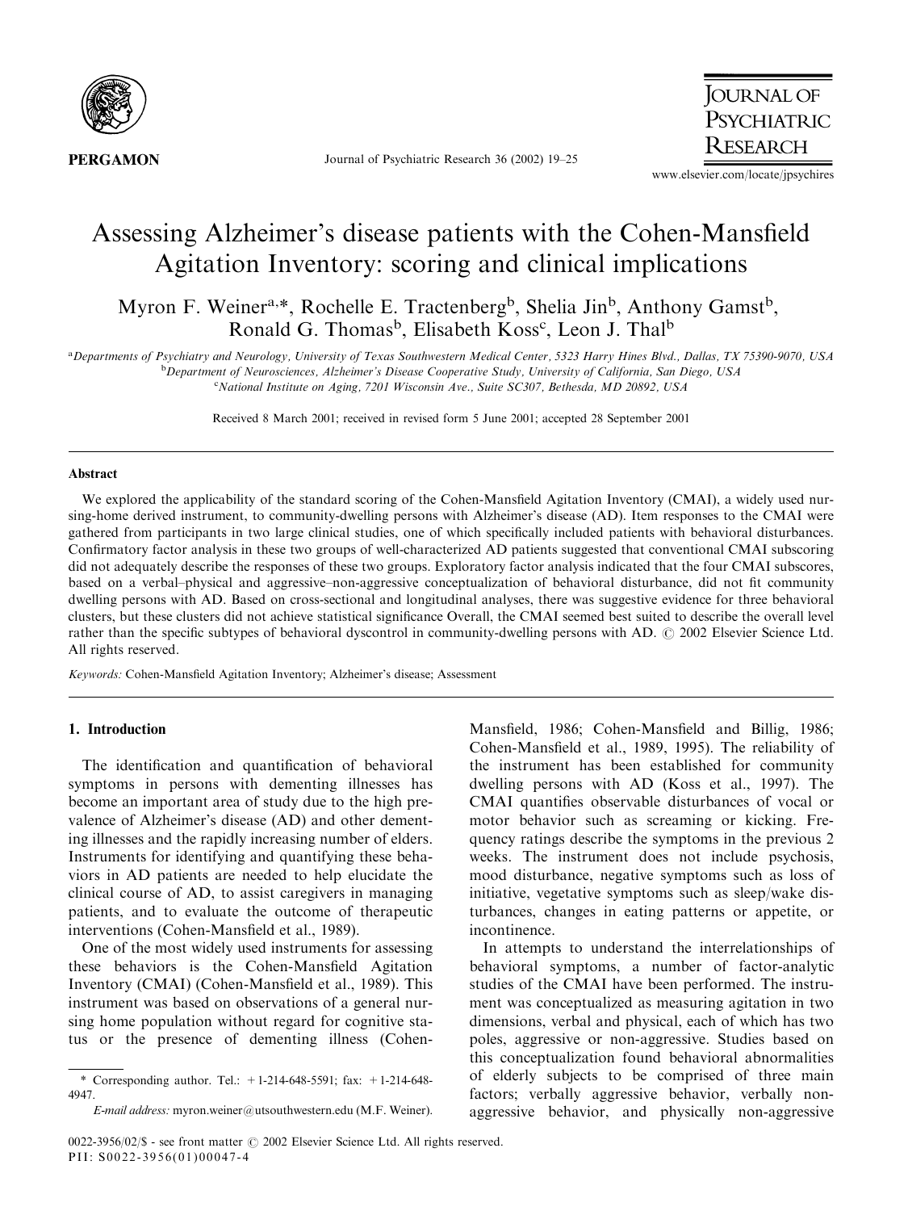# Assessing Alzheimer's disease patients with the Cohen-Mansfield Agitation Inventory: scoring and clinical implications

Myron F. Weiner[a,*], Rochelle E. Tractenberg[b], Shelia Jin[b], Anthony Gamst[b], Ronald G. Thomas[b], Elisabeth Koss[c], Leon J. Thal[b]

[a]Departments of Psychiatry and Neurology, University of Texas Southwestern Medical Center, 5323 Harry Hines Blvd., Dallas, TX 75390-9070, USA

[b]Department of Neurosciences, Alzheimer's Disease Cooperative Study, University of California, San Diego, USA

[c]National Institute on Aging, 7201 Wisconsin Ave., Suite SC307, Bethesda, MD 20892, USA

Received 8 March 2001; received in revised form 5 June 2001; accepted 28 September 2001

## Abstract

We explored the applicability of the standard scoring of the Cohen-Mansfield Agitation Inventory (CMAI), a widely used nursing-home derived instrument, to community-dwelling persons with Alzheimer's disease (AD). Item responses to the CMAI were gathered from participants in two large clinical studies, one of which specifically included patients with behavioral disturbances. Confirmatory factor analysis in these two groups of well-characterized AD patients suggested that conventional CMAI subscoring did not adequately describe the responses of these two groups. Exploratory factor analysis indicated that the four CMAI subscores, based on a verbal–physical and aggressive–non-aggressive conceptualization of behavioral disturbance, did not fit community dwelling persons with AD. Based on cross-sectional and longitudinal analyses, there was suggestive evidence for three behavioral clusters, but these clusters did not achieve statistical significance Overall, the CMAI seemed best suited to describe the overall level rather than the specific subtypes of behavioral dyscontrol in community-dwelling persons with AD. © 2002 Elsevier Science Ltd. All rights reserved.

*Keywords:* Cohen-Mansfield Agitation Inventory; Alzheimer's disease; Assessment

## 1. Introduction

The identification and quantification of behavioral symptoms in persons with dementing illnesses has become an important area of study due to the high prevalence of Alzheimer's disease (AD) and other dementing illnesses and the rapidly increasing number of elders. Instruments for identifying and quantifying these behaviors in AD patients are needed to help elucidate the clinical course of AD, to assist caregivers in managing patients, and to evaluate the outcome of therapeutic interventions (Cohen-Mansfield et al., 1989).

One of the most widely used instruments for assessing these behaviors is the Cohen-Mansfield Agitation Inventory (CMAI) (Cohen-Mansfield et al., 1989). This instrument was based on observations of a general nursing home population without regard for cognitive status or the presence of dementing illness (Cohen-Mansfield, 1986; Cohen-Mansfield and Billig, 1986; Cohen-Mansfield et al., 1989, 1995). The reliability of the instrument has been established for community dwelling persons with AD (Koss et al., 1997). The CMAI quantifies observable disturbances of vocal or motor behavior such as screaming or kicking. Frequency ratings describe the symptoms in the previous 2 weeks. The instrument does not include psychosis, mood disturbance, negative symptoms such as loss of initiative, vegetative symptoms such as sleep/wake disturbances, changes in eating patterns or appetite, or incontinence.

In attempts to understand the interrelationships of behavioral symptoms, a number of factor-analytic studies of the CMAI have been performed. The instrument was conceptualized as measuring agitation in two dimensions, verbal and physical, each of which has two poles, aggressive or non-aggressive. Studies based on this conceptualization found behavioral abnormalities of elderly subjects to be comprised of three main factors; verbally aggressive behavior, verbally non-aggressive behavior, and physically non-aggressive

* Corresponding author. Tel.: +1-214-648-5591; fax: +1-214-648-4947.

*E-mail address:* myron.weiner@utsouthwestern.edu (M.F. Weiner).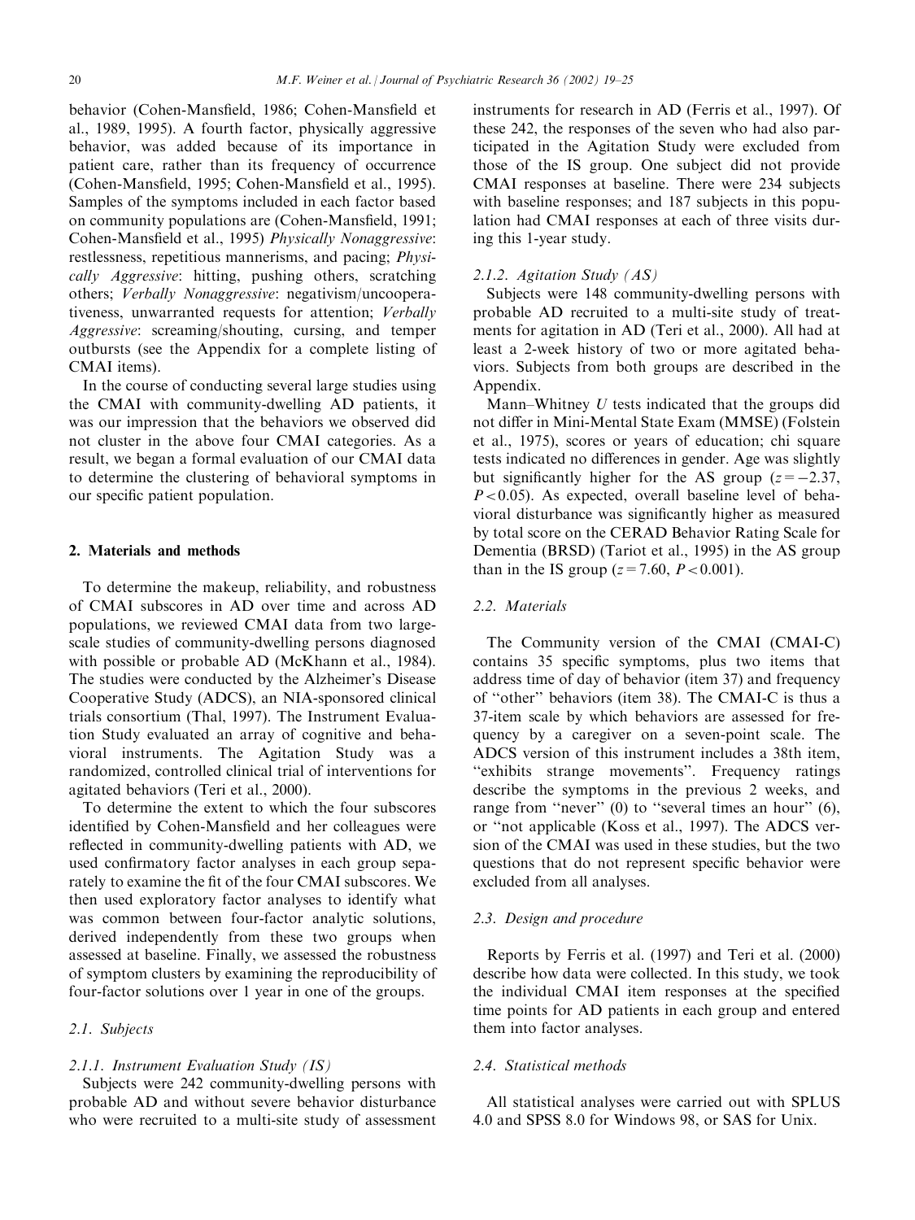behavior (Cohen-Mansfield, 1986; Cohen-Mansfield et al., 1989, 1995). A fourth factor, physically aggressive behavior, was added because of its importance in patient care, rather than its frequency of occurrence (Cohen-Mansfield, 1995; Cohen-Mansfield et al., 1995). Samples of the symptoms included in each factor based on community populations are (Cohen-Mansfield, 1991; Cohen-Mansfield et al., 1995) *Physically Nonaggressive*: restlessness, repetitious mannerisms, and pacing; *Physically Aggressive*: hitting, pushing others, scratching others; *Verbally Nonaggressive*: negativism/uncooperativeness, unwarranted requests for attention; *Verbally Aggressive*: screaming/shouting, cursing, and temper outbursts (see the Appendix for a complete listing of CMAI items).

In the course of conducting several large studies using the CMAI with community-dwelling AD patients, it was our impression that the behaviors we observed did not cluster in the above four CMAI categories. As a result, we began a formal evaluation of our CMAI data to determine the clustering of behavioral symptoms in our specific patient population.

## 2. Materials and methods

To determine the makeup, reliability, and robustness of CMAI subscores in AD over time and across AD populations, we reviewed CMAI data from two large-scale studies of community-dwelling persons diagnosed with possible or probable AD (McKhann et al., 1984). The studies were conducted by the Alzheimer's Disease Cooperative Study (ADCS), an NIA-sponsored clinical trials consortium (Thal, 1997). The Instrument Evaluation Study evaluated an array of cognitive and behavioral instruments. The Agitation Study was a randomized, controlled clinical trial of interventions for agitated behaviors (Teri et al., 2000).

To determine the extent to which the four subscores identified by Cohen-Mansfield and her colleagues were reflected in community-dwelling patients with AD, we used confirmatory factor analyses in each group separately to examine the fit of the four CMAI subscores. We then used exploratory factor analyses to identify what was common between four-factor analytic solutions, derived independently from these two groups when assessed at baseline. Finally, we assessed the robustness of symptom clusters by examining the reproducibility of four-factor solutions over 1 year in one of the groups.

### 2.1. Subjects

#### 2.1.1. Instrument Evaluation Study (IS)

Subjects were 242 community-dwelling persons with probable AD and without severe behavior disturbance who were recruited to a multi-site study of assessment instruments for research in AD (Ferris et al., 1997). Of these 242, the responses of the seven who had also participated in the Agitation Study were excluded from those of the IS group. One subject did not provide CMAI responses at baseline. There were 234 subjects with baseline responses; and 187 subjects in this population had CMAI responses at each of three visits during this 1-year study.

#### 2.1.2. Agitation Study (AS)

Subjects were 148 community-dwelling persons with probable AD recruited to a multi-site study of treatments for agitation in AD (Teri et al., 2000). All had at least a 2-week history of two or more agitated behaviors. Subjects from both groups are described in the Appendix.

Mann–Whitney $U$ tests indicated that the groups did not differ in Mini-Mental State Exam (MMSE) (Folstein et al., 1975), scores or years of education; chi square tests indicated no differences in gender. Age was slightly but significantly higher for the AS group ($z = -2.37$, $P < 0.05$). As expected, overall baseline level of behavioral disturbance was significantly higher as measured by total score on the CERAD Behavior Rating Scale for Dementia (BRSD) (Tariot et al., 1995) in the AS group than in the IS group ($z = 7.60$, $P < 0.001$).

### 2.2. Materials

The Community version of the CMAI (CMAI-C) contains 35 specific symptoms, plus two items that address time of day of behavior (item 37) and frequency of "other" behaviors (item 38). The CMAI-C is thus a 37-item scale by which behaviors are assessed for frequency by a caregiver on a seven-point scale. The ADCS version of this instrument includes a 38th item, "exhibits strange movements". Frequency ratings describe the symptoms in the previous 2 weeks, and range from "never" (0) to "several times an hour" (6), or "not applicable (Koss et al., 1997). The ADCS version of the CMAI was used in these studies, but the two questions that do not represent specific behavior were excluded from all analyses.

### 2.3. Design and procedure

Reports by Ferris et al. (1997) and Teri et al. (2000) describe how data were collected. In this study, we took the individual CMAI item responses at the specified time points for AD patients in each group and entered them into factor analyses.

### 2.4. Statistical methods

All statistical analyses were carried out with SPLUS 4.0 and SPSS 8.0 for Windows 98, or SAS for Unix.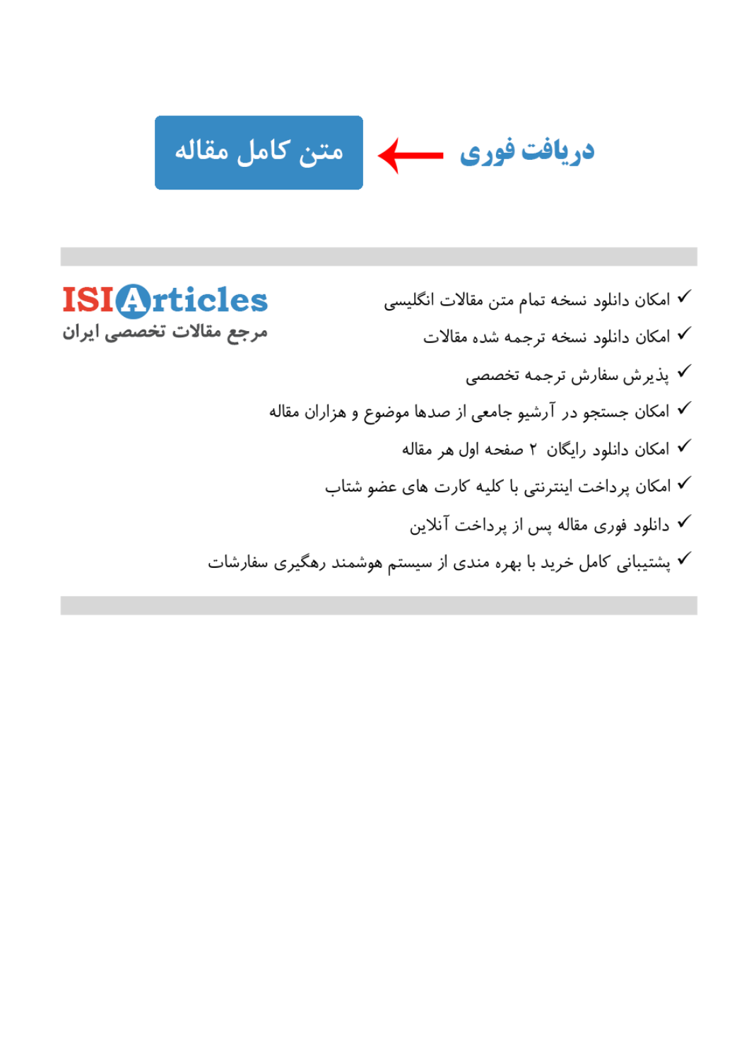دریافت فوری ← **متن کامل مقاله**

**ISIArticles**
مرجع مقالات تخصصی ایران

- ✓ امکان دانلود نسخه تمام متن مقالات انگلیسی
- ✓ امکان دانلود نسخه ترجمه شده مقالات
- ✓ پذیرش سفارش ترجمه تخصصی
- ✓ امکان جستجو در آرشیو جامعی از صدها موضوع و هزاران مقاله
- ✓ امکان دانلود رایگان ۲ صفحه اول هر مقاله
- ✓ امکان پرداخت اینترنتی با کلیه کارت های عضو شتاب
- ✓ دانلود فوری مقاله پس از پرداخت آنلاین
- ✓ پشتیبانی کامل خرید با بهره مندی از سیستم هوشمند رهگیری سفارشات